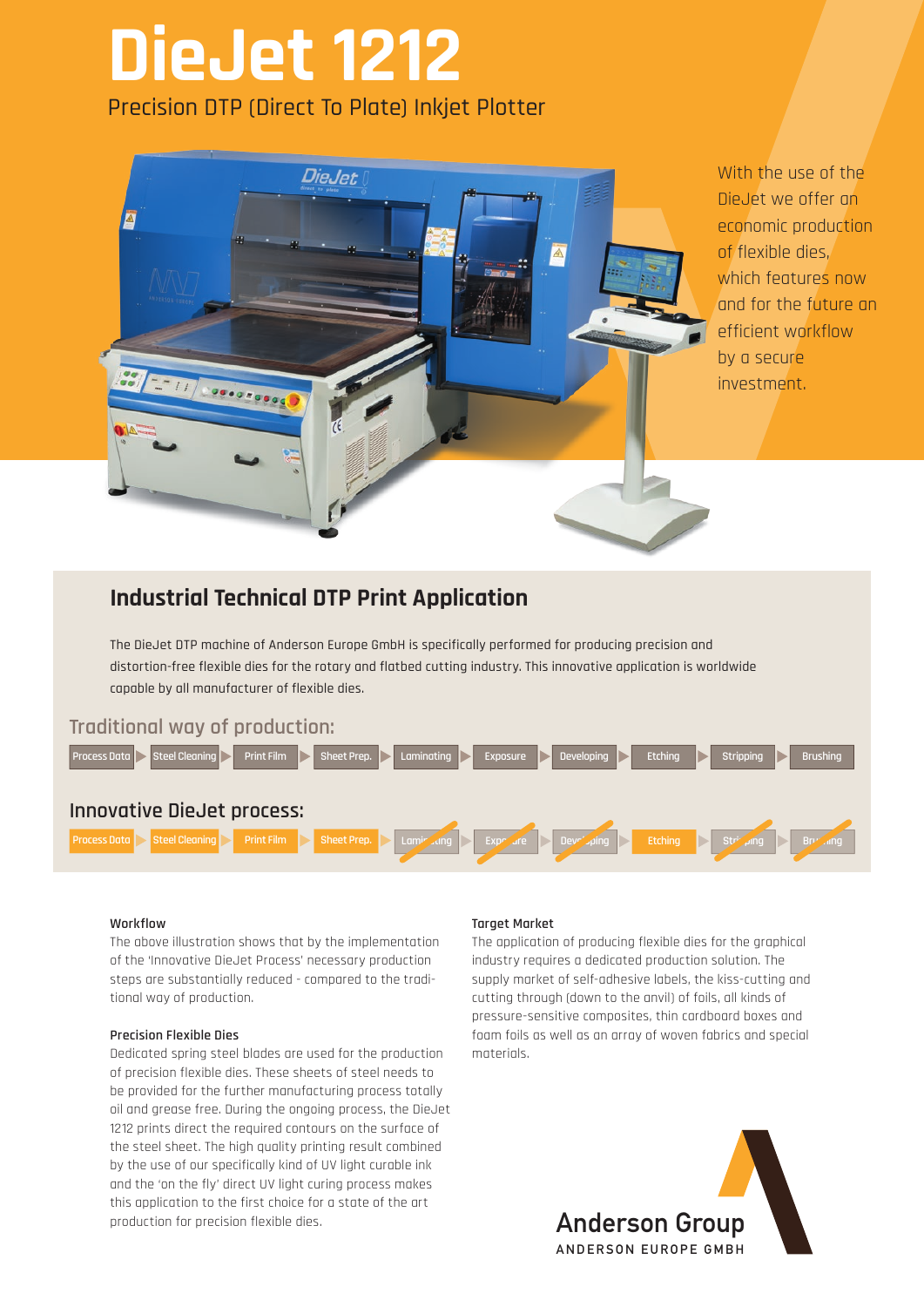# DieJet 1212

Precision DTP (Direct To Plate) Inkjet Plotter

With the use of the DieJet we offer an economic production of flexible dies, which features now and for the future an efficient workflow by a secure investment.

## Industrial Technical DTP Print Application

The DieJet DTP machine of Anderson Europe GmbH is specifically performed for producing precision and distortion-free flexible dies for the rotary and flatbed cutting industry. This innovative application is worldwide capable by all manufacturer of flexible dies.

### Traditional way of production:

Process Data ▶ Steel Cleaning ▶ Print Film ▶ Sheet Prep. ▶ Laminating ▶ Exposure ▶ Developing ▶ Etching ▶ Stripping ▶ Brushing

### Innovative DieJet process:

Process Data ▶ Steel Cleaning ▶ Print Film ▶ Sheet Prep. ▶ ~~Laminating~~ ▶ ~~Exposure~~ ▶ ~~Developing~~ ▶ Etching ▶ ~~Stripping~~ ▶ ~~Brushing~~

#### Workflow

The above illustration shows that by the implementation of the 'Innovative DieJet Process' necessary production steps are substantially reduced - compared to the traditional way of production.

#### Precision Flexible Dies

Dedicated spring steel blades are used for the production of precision flexible dies. These sheets of steel needs to be provided for the further manufacturing process totally oil and grease free. During the ongoing process, the DieJet 1212 prints direct the required contours on the surface of the steel sheet. The high quality printing result combined by the use of our specifically kind of UV light curable ink and the 'on the fly' direct UV light curing process makes this application to the first choice for a state of the art production for precision flexible dies.

#### Target Market

The application of producing flexible dies for the graphical industry requires a dedicated production solution. The supply market of self-adhesive labels, the kiss-cutting and cutting through (down to the anvil) of foils, all kinds of pressure-sensitive composites, thin cardboard boxes and foam foils as well as an array of woven fabrics and special materials.

Anderson Group
ANDERSON EUROPE GMBH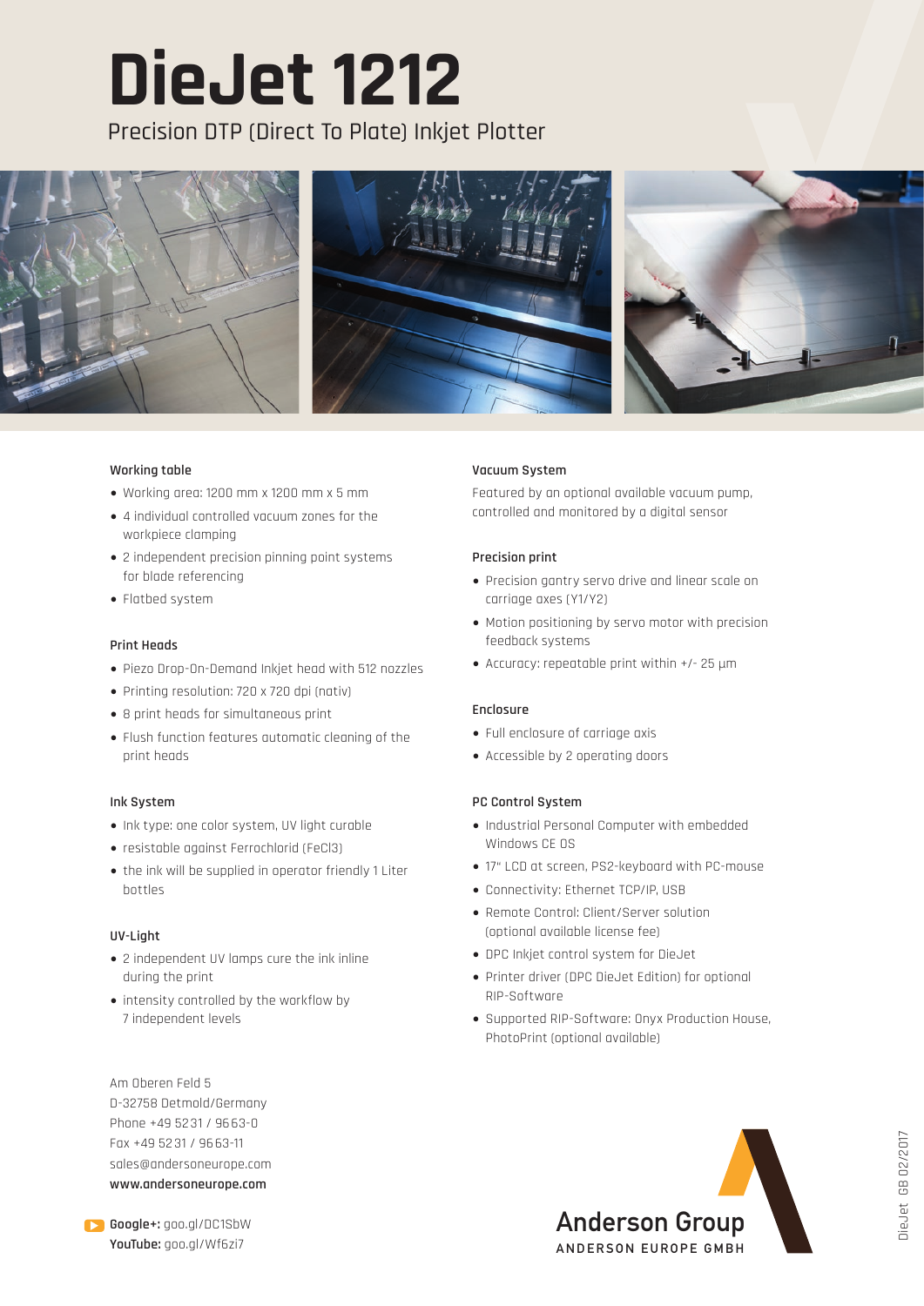# DieJet 1212

Precision DTP (Direct To Plate) Inkjet Plotter

### Working table

- Working area: 1200 mm x 1200 mm x 5 mm
- 4 individual controlled vacuum zones for the workpiece clamping
- 2 independent precision pinning point systems for blade referencing
- Flatbed system

### Print Heads

- Piezo Drop-On-Demand Inkjet head with 512 nozzles
- Printing resolution: 720 x 720 dpi (nativ)
- 8 print heads for simultaneous print
- Flush function features automatic cleaning of the print heads

### Ink System

- Ink type: one color system, UV light curable
- resistable against Ferrochlorid ($FeCl_3$)
- the ink will be supplied in operator friendly 1 Liter bottles

### UV-Light

- 2 independent UV lamps cure the ink inline during the print
- intensity controlled by the workflow by 7 independent levels

### Vacuum System

Featured by an optional available vacuum pump, controlled and monitored by a digital sensor

### Precision print

- Precision gantry servo drive and linear scale on carriage axes (Y1/Y2)
- Motion positioning by servo motor with precision feedback systems
- Accuracy: repeatable print within +/- 25 µm

### Enclosure

- Full enclosure of carriage axis
- Accessible by 2 operating doors

### PC Control System

- Industrial Personal Computer with embedded Windows CE OS
- 17" LCD at screen, PS2-keyboard with PC-mouse
- Connectivity: Ethernet TCP/IP, USB
- Remote Control: Client/Server solution (optional available license fee)
- DPC Inkjet control system for DieJet
- Printer driver (DPC DieJet Edition) for optional RIP-Software
- Supported RIP-Software: Onyx Production House, PhotoPrint (optional available)

Am Oberen Feld 5
D-32758 Detmold/Germany
Phone +49 5231 / 9663-0
Fax +49 5231 / 9663-11
sales@andersoneurope.com
**www.andersoneurope.com**

**Google+:** goo.gl/DC1SbW
**YouTube:** goo.gl/Wf6zi7

Anderson Group
ANDERSON EUROPE GMBH

DieJet GB 02/2017